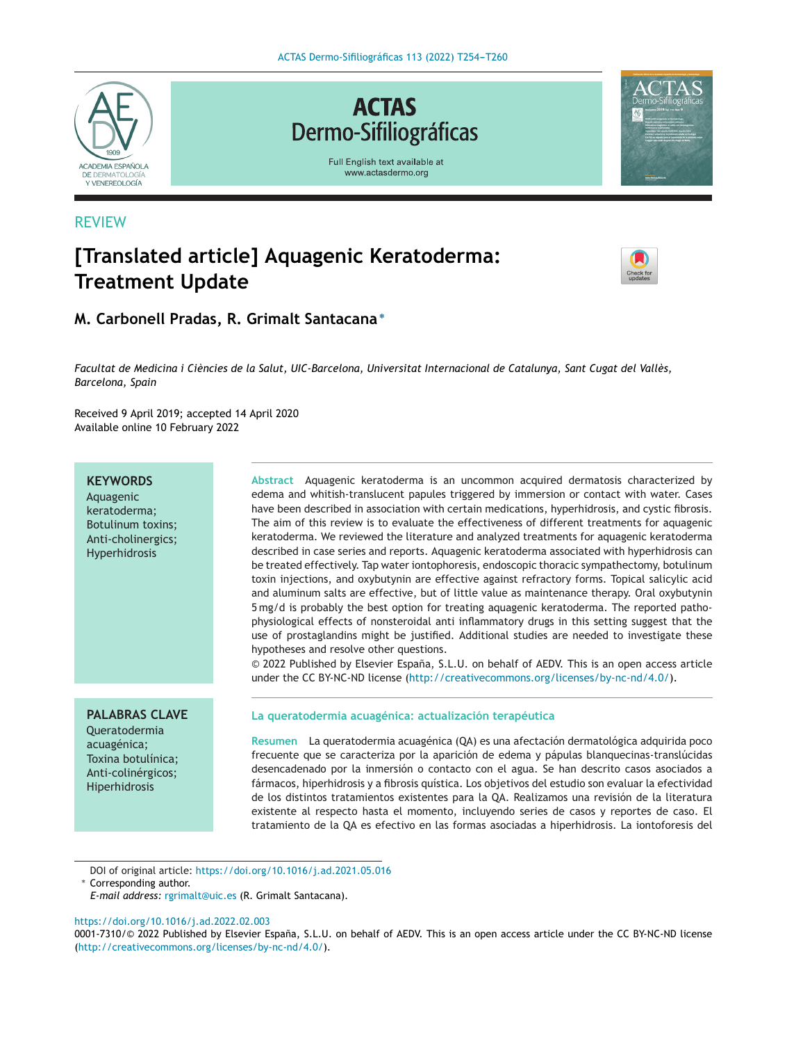REVIEW

# [Translated article] Aquagenic Keratoderma: Treatment Update

**M. Carbonell Pradas, R. Grimalt Santacana***

*Facultat de Medicina i Ciències de la Salut, UIC-Barcelona, Universitat Internacional de Catalunya, Sant Cugat del Vallès, Barcelona, Spain*

Received 9 April 2019; accepted 14 April 2020
Available online 10 February 2022

**KEYWORDS**
Aquagenic keratoderma;
Botulinum toxins;
Anti-cholinergics;
Hyperhidrosis

**Abstract** Aquagenic keratoderma is an uncommon acquired dermatosis characterized by edema and whitish-translucent papules triggered by immersion or contact with water. Cases have been described in association with certain medications, hyperhidrosis, and cystic fibrosis. The aim of this review is to evaluate the effectiveness of different treatments for aquagenic keratoderma. We reviewed the literature and analyzed treatments for aquagenic keratoderma described in case series and reports. Aquagenic keratoderma associated with hyperhidrosis can be treated effectively. Tap water iontophoresis, endoscopic thoracic sympathectomy, botulinum toxin injections, and oxybutynin are effective against refractory forms. Topical salicylic acid and aluminum salts are effective, but of little value as maintenance therapy. Oral oxybutynin 5 mg/d is probably the best option for treating aquagenic keratoderma. The reported pathophysiological effects of nonsteroidal anti inflammatory drugs in this setting suggest that the use of prostaglandins might be justified. Additional studies are needed to investigate these hypotheses and resolve other questions.
© 2022 Published by Elsevier España, S.L.U. on behalf of AEDV. This is an open access article under the CC BY-NC-ND license (http://creativecommons.org/licenses/by-nc-nd/4.0/).

**PALABRAS CLAVE**
Queratodermia acuagénica;
Toxina botulínica;
Anti-colinérgicos;
Hiperhidrosis

**La queratodermia acuagénica: actualización terapéutica**

**Resumen** La queratodermia acuagénica (QA) es una afectación dermatológica adquirida poco frecuente que se caracteriza por la aparición de edema y pápulas blanquecinas-translúcidas desencadenado por la inmersión o contacto con el agua. Se han descrito casos asociados a fármacos, hiperhidrosis y a fibrosis quística. Los objetivos del estudio son evaluar la efectividad de los distintos tratamientos existentes para la QA. Realizamos una revisión de la literatura existente al respecto hasta el momento, incluyendo series de casos y reportes de caso. El tratamiento de la QA es efectivo en las formas asociadas a hiperhidrosis. La iontoforesis del

DOI of original article: https://doi.org/10.1016/j.ad.2021.05.016
* Corresponding author.
*E-mail address:* rgrimalt@uic.es (R. Grimalt Santacana).

https://doi.org/10.1016/j.ad.2022.02.003
0001-7310/© 2022 Published by Elsevier España, S.L.U. on behalf of AEDV. This is an open access article under the CC BY-NC-ND license (http://creativecommons.org/licenses/by-nc-nd/4.0/).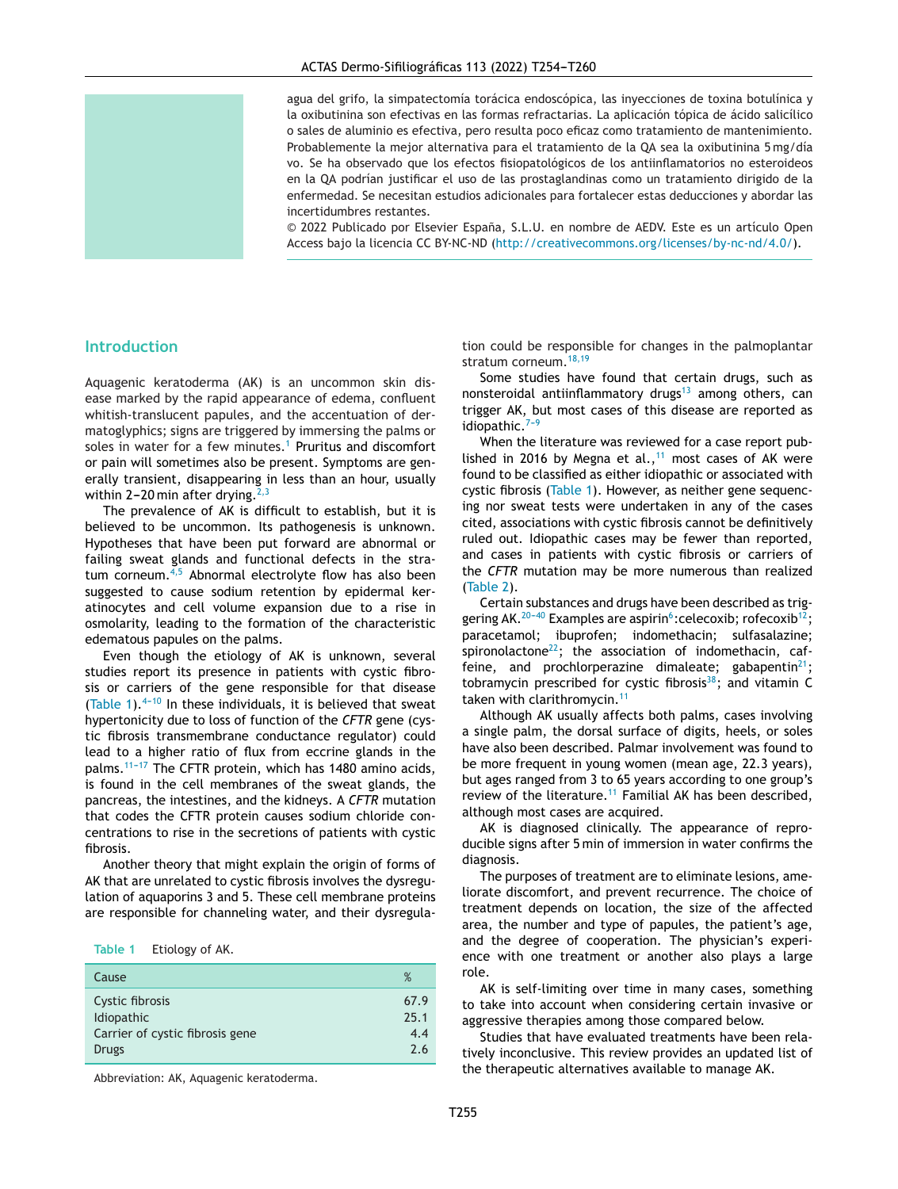agua del grifo, la simpatectomía torácica endoscópica, las inyecciones de toxina botulínica y la oxibutinina son efectivas en las formas refractarias. La aplicación tópica de ácido salicílico o sales de aluminio es efectiva, pero resulta poco eficaz como tratamiento de mantenimiento. Probablemente la mejor alternativa para el tratamiento de la QA sea la oxibutinina 5 mg/día vo. Se ha observado que los efectos fisiopatológicos de los antiinflamatorios no esteroideos en la QA podrían justificar el uso de las prostaglandinas como un tratamiento dirigido de la enfermedad. Se necesitan estudios adicionales para fortalecer estas deducciones y abordar las incertidumbres restantes.

© 2022 Publicado por Elsevier España, S.L.U. en nombre de AEDV. Este es un artículo Open Access bajo la licencia CC BY-NC-ND (http://creativecommons.org/licenses/by-nc-nd/4.0/).

## Introduction

Aquagenic keratoderma (AK) is an uncommon skin disease marked by the rapid appearance of edema, confluent whitish-translucent papules, and the accentuation of dermatoglyphics; signs are triggered by immersing the palms or soles in water for a few minutes.[1] Pruritus and discomfort or pain will sometimes also be present. Symptoms are generally transient, disappearing in less than an hour, usually within 2–20 min after drying.[2,3]

The prevalence of AK is difficult to establish, but it is believed to be uncommon. Its pathogenesis is unknown. Hypotheses that have been put forward are abnormal or failing sweat glands and functional defects in the stratum corneum.[4,5] Abnormal electrolyte flow has also been suggested to cause sodium retention by epidermal keratinocytes and cell volume expansion due to a rise in osmolarity, leading to the formation of the characteristic edematous papules on the palms.

Even though the etiology of AK is unknown, several studies report its presence in patients with cystic fibrosis or carriers of the gene responsible for that disease (Table 1).[4–10] In these individuals, it is believed that sweat hypertonicity due to loss of function of the *CFTR* gene (cystic fibrosis transmembrane conductance regulator) could lead to a higher ratio of flux from eccrine glands in the palms.[11–17] The CFTR protein, which has 1480 amino acids, is found in the cell membranes of the sweat glands, the pancreas, the intestines, and the kidneys. A *CFTR* mutation that codes the CFTR protein causes sodium chloride concentrations to rise in the secretions of patients with cystic fibrosis.

Another theory that might explain the origin of forms of AK that are unrelated to cystic fibrosis involves the dysregulation of aquaporins 3 and 5. These cell membrane proteins are responsible for channeling water, and their dysregulation could be responsible for changes in the palmoplantar stratum corneum.[18,19]

**Table 1** Etiology of AK.

| Cause | % |
|---|---|
| Cystic fibrosis | 67.9 |
| Idiopathic | 25.1 |
| Carrier of cystic fibrosis gene | 4.4 |
| Drugs | 2.6 |

Abbreviation: AK, Aquagenic keratoderma.

Some studies have found that certain drugs, such as nonsteroidal antiinflammatory drugs[13] among others, can trigger AK, but most cases of this disease are reported as idiopathic.[7–9]

When the literature was reviewed for a case report published in 2016 by Megna et al.,[11] most cases of AK were found to be classified as either idiopathic or associated with cystic fibrosis (Table 1). However, as neither gene sequencing nor sweat tests were undertaken in any of the cases cited, associations with cystic fibrosis cannot be definitively ruled out. Idiopathic cases may be fewer than reported, and cases in patients with cystic fibrosis or carriers of the *CFTR* mutation may be more numerous than realized (Table 2).

Certain substances and drugs have been described as triggering AK.[20–40] Examples are aspirin[6]:celecoxib; rofecoxib[12]; paracetamol; ibuprofen; indomethacin; sulfasalazine; spironolactone[22]; the association of indomethacin, caffeine, and prochlorperazine dimaleate; gabapentin[21]; tobramycin prescribed for cystic fibrosis[38]; and vitamin C taken with clarithromycin.[11]

Although AK usually affects both palms, cases involving a single palm, the dorsal surface of digits, heels, or soles have also been described. Palmar involvement was found to be more frequent in young women (mean age, 22.3 years), but ages ranged from 3 to 65 years according to one group's review of the literature.[11] Familial AK has been described, although most cases are acquired.

AK is diagnosed clinically. The appearance of reproducible signs after 5 min of immersion in water confirms the diagnosis.

The purposes of treatment are to eliminate lesions, ameliorate discomfort, and prevent recurrence. The choice of treatment depends on location, the size of the affected area, the number and type of papules, the patient's age, and the degree of cooperation. The physician's experience with one treatment or another also plays a large role.

AK is self-limiting over time in many cases, something to take into account when considering certain invasive or aggressive therapies among those compared below.

Studies that have evaluated treatments have been relatively inconclusive. This review provides an updated list of the therapeutic alternatives available to manage AK.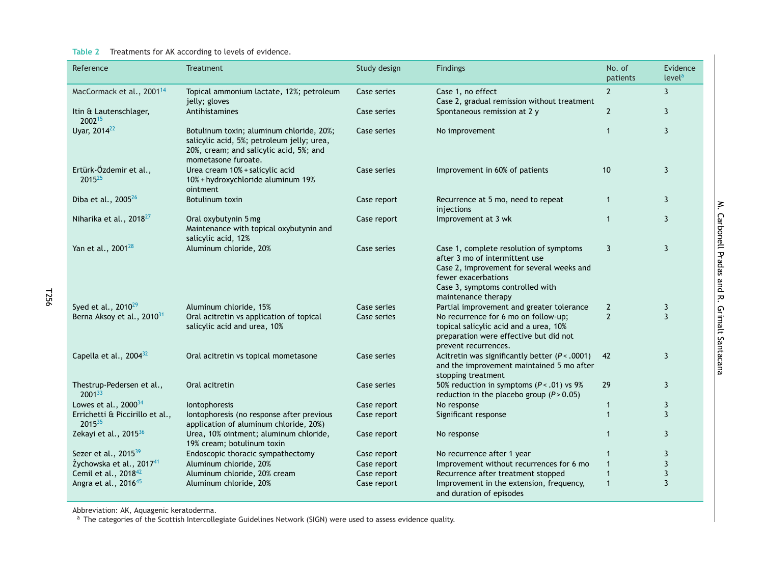**Table 2** Treatments for AK according to levels of evidence.

| Reference | Treatment | Study design | Findings | No. of patients | Evidence level[a] |
|---|---|---|---|---|---|
| MacCormack et al., 2001[14] | Topical ammonium lactate, 12%; petroleum jelly; gloves | Case series | Case 1, no effect<br>Case 2, gradual remission without treatment | 2 | 3 |
| Itin & Lautenschlager, 2002[15] | Antihistamines | Case series | Spontaneous remission at 2 y | 2 | 3 |
| Uyar, 2014[22] | Botulinum toxin; aluminum chloride, 20%; salicylic acid, 5%; petroleum jelly; urea, 20%, cream; and salicylic acid, 5%; and mometasone furoate. | Case series | No improvement | 1 | 3 |
| Ertürk-Özdemir et al., 2015[25] | Urea cream 10% + salicylic acid 10% + hydroxychloride aluminum 19% ointment | Case series | Improvement in 60% of patients | 10 | 3 |
| Diba et al., 2005[26] | Botulinum toxin | Case report | Recurrence at 5 mo, need to repeat injections | 1 | 3 |
| Niharika et al., 2018[27] | Oral oxybutynin 5 mg<br>Maintenance with topical oxybutynin and salicylic acid, 12% | Case report | Improvement at 3 wk | 1 | 3 |
| Yan et al., 2001[28] | Aluminum chloride, 20% | Case series | Case 1, complete resolution of symptoms after 3 mo of intermittent use<br>Case 2, improvement for several weeks and fewer exacerbations<br>Case 3, symptoms controlled with maintenance therapy | 3 | 3 |
| Syed et al., 2010[29] | Aluminum chloride, 15% | Case series | Partial improvement and greater tolerance | 2 | 3 |
| Berna Aksoy et al., 2010[31] | Oral acitretin vs application of topical salicylic acid and urea, 10% | Case series | No recurrence for 6 mo on follow-up; topical salicylic acid and a urea, 10% preparation were effective but did not prevent recurrences. | 2 | 3 |
| Capella et al., 2004[32] | Oral acitretin vs topical mometasone | Case series | Acitretin was significantly better ($P < .0001$) and the improvement maintained 5 mo after stopping treatment | 42 | 3 |
| Thestrup-Pedersen et al., 2001[33] | Oral acitretin | Case series | 50% reduction in symptoms ($P < .01$) vs 9% reduction in the placebo group ($P > 0.05$) | 29 | 3 |
| Lowes et al., 2000[34] | Iontophoresis | Case report | No response | 1 | 3 |
| Errichetti & Piccirillo et al., 2015[35] | Iontophoresis (no response after previous application of aluminum chloride, 20%) | Case report | Significant response | 1 | 3 |
| Zekayi et al., 2015[36] | Urea, 10% ointment; aluminum chloride, 19% cream; botulinum toxin | Case report | No response | 1 | 3 |
| Sezer et al., 2015[39] | Endoscopic thoracic sympathectomy | Case report | No recurrence after 1 year | 1 | 3 |
| Żychowska et al., 2017[41] | Aluminum chloride, 20% | Case report | Improvement without recurrences for 6 mo | 1 | 3 |
| Cemil et al., 2018[42] | Aluminum chloride, 20% cream | Case report | Recurrence after treatment stopped | 1 | 3 |
| Angra et al., 2016[45] | Aluminum chloride, 20% | Case report | Improvement in the extension, frequency, and duration of episodes | 1 | 3 |

Abbreviation: AK, Aquagenic keratoderma.
[a] The categories of the Scottish Intercollegiate Guidelines Network (SIGN) were used to assess evidence quality.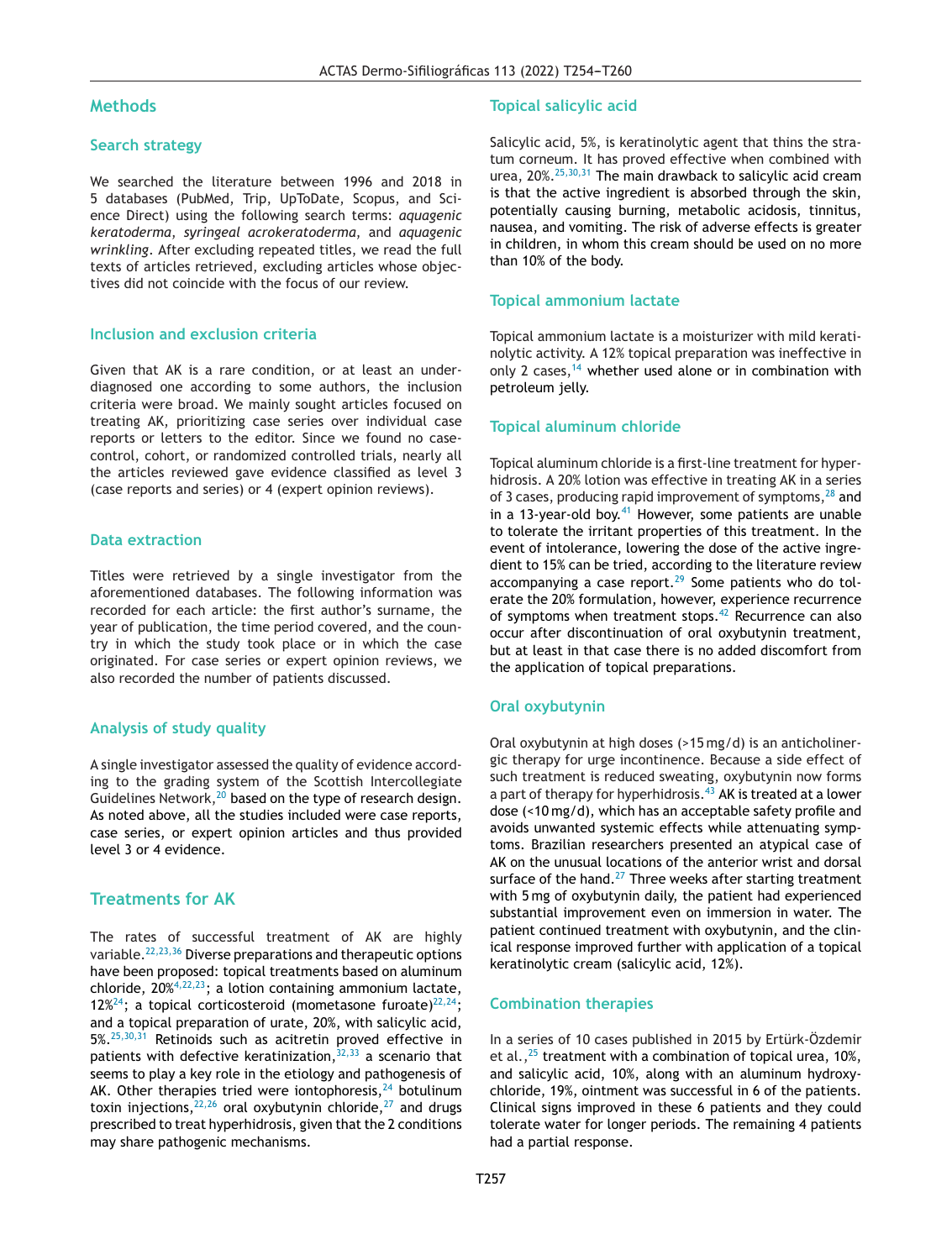## Methods

### Search strategy

We searched the literature between 1996 and 2018 in 5 databases (PubMed, Trip, UpToDate, Scopus, and Science Direct) using the following search terms: *aquagenic keratoderma*, *syringeal acrokeratoderma*, and *aquagenic wrinkling*. After excluding repeated titles, we read the full texts of articles retrieved, excluding articles whose objectives did not coincide with the focus of our review.

### Inclusion and exclusion criteria

Given that AK is a rare condition, or at least an underdiagnosed one according to some authors, the inclusion criteria were broad. We mainly sought articles focused on treating AK, prioritizing case series over individual case reports or letters to the editor. Since we found no case-control, cohort, or randomized controlled trials, nearly all the articles reviewed gave evidence classified as level 3 (case reports and series) or 4 (expert opinion reviews).

### Data extraction

Titles were retrieved by a single investigator from the aforementioned databases. The following information was recorded for each article: the first author's surname, the year of publication, the time period covered, and the country in which the study took place or in which the case originated. For case series or expert opinion reviews, we also recorded the number of patients discussed.

### Analysis of study quality

A single investigator assessed the quality of evidence according to the grading system of the Scottish Intercollegiate Guidelines Network,[20] based on the type of research design. As noted above, all the studies included were case reports, case series, or expert opinion articles and thus provided level 3 or 4 evidence.

## Treatments for AK

The rates of successful treatment of AK are highly variable.[22,23,36] Diverse preparations and therapeutic options have been proposed: topical treatments based on aluminum chloride, 20%[4,22,23]; a lotion containing ammonium lactate, 12%[24]; a topical corticosteroid (mometasone furoate)[22,24]; and a topical preparation of urate, 20%, with salicylic acid, 5%.[25,30,31] Retinoids such as acitretin proved effective in patients with defective keratinization,[32,33] a scenario that seems to play a key role in the etiology and pathogenesis of AK. Other therapies tried were iontophoresis,[24] botulinum toxin injections,[22,26] oral oxybutynin chloride,[27] and drugs prescribed to treat hyperhidrosis, given that the 2 conditions may share pathogenic mechanisms.

### Topical salicylic acid

Salicylic acid, 5%, is keratinolytic agent that thins the stratum corneum. It has proved effective when combined with urea, 20%.[25,30,31] The main drawback to salicylic acid cream is that the active ingredient is absorbed through the skin, potentially causing burning, metabolic acidosis, tinnitus, nausea, and vomiting. The risk of adverse effects is greater in children, in whom this cream should be used on no more than 10% of the body.

### Topical ammonium lactate

Topical ammonium lactate is a moisturizer with mild keratinolytic activity. A 12% topical preparation was ineffective in only 2 cases,[14] whether used alone or in combination with petroleum jelly.

### Topical aluminum chloride

Topical aluminum chloride is a first-line treatment for hyperhidrosis. A 20% lotion was effective in treating AK in a series of 3 cases, producing rapid improvement of symptoms,[28] and in a 13-year-old boy.[41] However, some patients are unable to tolerate the irritant properties of this treatment. In the event of intolerance, lowering the dose of the active ingredient to 15% can be tried, according to the literature review accompanying a case report.[29] Some patients who do tolerate the 20% formulation, however, experience recurrence of symptoms when treatment stops.[42] Recurrence can also occur after discontinuation of oral oxybutynin treatment, but at least in that case there is no added discomfort from the application of topical preparations.

### Oral oxybutynin

Oral oxybutynin at high doses (>15 mg/d) is an anticholinergic therapy for urge incontinence. Because a side effect of such treatment is reduced sweating, oxybutynin now forms a part of therapy for hyperhidrosis.[43] AK is treated at a lower dose (<10 mg/d), which has an acceptable safety profile and avoids unwanted systemic effects while attenuating symptoms. Brazilian researchers presented an atypical case of AK on the unusual locations of the anterior wrist and dorsal surface of the hand.[27] Three weeks after starting treatment with 5 mg of oxybutynin daily, the patient had experienced substantial improvement even on immersion in water. The patient continued treatment with oxybutynin, and the clinical response improved further with application of a topical keratinolytic cream (salicylic acid, 12%).

### Combination therapies

In a series of 10 cases published in 2015 by Ertürk-Özdemir et al.,[25] treatment with a combination of topical urea, 10%, and salicylic acid, 10%, along with an aluminum hydroxychloride, 19%, ointment was successful in 6 of the patients. Clinical signs improved in these 6 patients and they could tolerate water for longer periods. The remaining 4 patients had a partial response.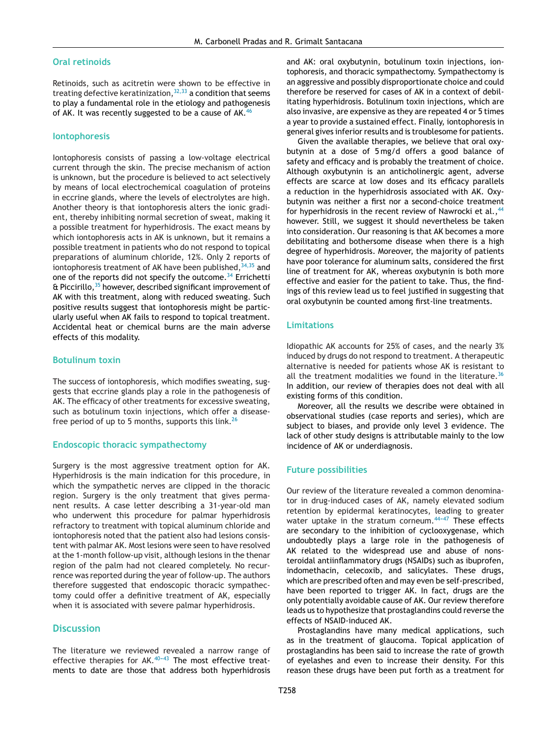## Oral retinoids

Retinoids, such as acitretin were shown to be effective in treating defective keratinization,[32,33] a condition that seems to play a fundamental role in the etiology and pathogenesis of AK. It was recently suggested to be a cause of AK.[46]

## Iontophoresis

Iontophoresis consists of passing a low-voltage electrical current through the skin. The precise mechanism of action is unknown, but the procedure is believed to act selectively by means of local electrochemical coagulation of proteins in eccrine glands, where the levels of electrolytes are high. Another theory is that iontophoresis alters the ionic gradient, thereby inhibiting normal secretion of sweat, making it a possible treatment for hyperhidrosis. The exact means by which iontophoresis acts in AK is unknown, but it remains a possible treatment in patients who do not respond to topical preparations of aluminum chloride, 12%. Only 2 reports of iontophoresis treatment of AK have been published,[34,35] and one of the reports did not specify the outcome.[34] Errichetti & Piccirillo,[35] however, described significant improvement of AK with this treatment, along with reduced sweating. Such positive results suggest that iontophoresis might be particularly useful when AK fails to respond to topical treatment. Accidental heat or chemical burns are the main adverse effects of this modality.

## Botulinum toxin

The success of iontophoresis, which modifies sweating, suggests that eccrine glands play a role in the pathogenesis of AK. The efficacy of other treatments for excessive sweating, such as botulinum toxin injections, which offer a disease-free period of up to 5 months, supports this link.[26]

## Endoscopic thoracic sympathectomy

Surgery is the most aggressive treatment option for AK. Hyperhidrosis is the main indication for this procedure, in which the sympathetic nerves are clipped in the thoracic region. Surgery is the only treatment that gives permanent results. A case letter describing a 31-year-old man who underwent this procedure for palmar hyperhidrosis refractory to treatment with topical aluminum chloride and iontophoresis noted that the patient also had lesions consistent with palmar AK. Most lesions were seen to have resolved at the 1-month follow-up visit, although lesions in the thenar region of the palm had not cleared completely. No recurrence was reported during the year of follow-up. The authors therefore suggested that endoscopic thoracic sympathectomy could offer a definitive treatment of AK, especially when it is associated with severe palmar hyperhidrosis.

# Discussion

The literature we reviewed revealed a narrow range of effective therapies for AK.[40–43] The most effective treatments to date are those that address both hyperhidrosis and AK: oral oxybutynin, botulinum toxin injections, iontophoresis, and thoracic sympathectomy. Sympathectomy is an aggressive and possibly disproportionate choice and could therefore be reserved for cases of AK in a context of debilitating hyperhidrosis. Botulinum toxin injections, which are also invasive, are expensive as they are repeated 4 or 5 times a year to provide a sustained effect. Finally, iontophoresis in general gives inferior results and is troublesome for patients.

Given the available therapies, we believe that oral oxybutynin at a dose of 5 mg/d offers a good balance of safety and efficacy and is probably the treatment of choice. Although oxybutynin is an anticholinergic agent, adverse effects are scarce at low doses and its efficacy parallels a reduction in the hyperhidrosis associated with AK. Oxybutynin was neither a first nor a second-choice treatment for hyperhidrosis in the recent review of Nawrocki et al.,[44] however. Still, we suggest it should nevertheless be taken into consideration. Our reasoning is that AK becomes a more debilitating and bothersome disease when there is a high degree of hyperhidrosis. Moreover, the majority of patients have poor tolerance for aluminum salts, considered the first line of treatment for AK, whereas oxybutynin is both more effective and easier for the patient to take. Thus, the findings of this review lead us to feel justified in suggesting that oral oxybutynin be counted among first-line treatments.

## Limitations

Idiopathic AK accounts for 25% of cases, and the nearly 3% induced by drugs do not respond to treatment. A therapeutic alternative is needed for patients whose AK is resistant to all the treatment modalities we found in the literature.[36] In addition, our review of therapies does not deal with all existing forms of this condition.

Moreover, all the results we describe were obtained in observational studies (case reports and series), which are subject to biases, and provide only level 3 evidence. The lack of other study designs is attributable mainly to the low incidence of AK or underdiagnosis.

## Future possibilities

Our review of the literature revealed a common denominator in drug-induced cases of AK, namely elevated sodium retention by epidermal keratinocytes, leading to greater water uptake in the stratum corneum.[44–47] These effects are secondary to the inhibition of cyclooxygenase, which undoubtedly plays a large role in the pathogenesis of AK related to the widespread use and abuse of nonsteroidal antiinflammatory drugs (NSAIDs) such as ibuprofen, indomethacin, celecoxib, and salicylates. These drugs, which are prescribed often and may even be self-prescribed, have been reported to trigger AK. In fact, drugs are the only potentially avoidable cause of AK. Our review therefore leads us to hypothesize that prostaglandins could reverse the effects of NSAID-induced AK.

Prostaglandins have many medical applications, such as in the treatment of glaucoma. Topical application of prostaglandins has been said to increase the rate of growth of eyelashes and even to increase their density. For this reason these drugs have been put forth as a treatment for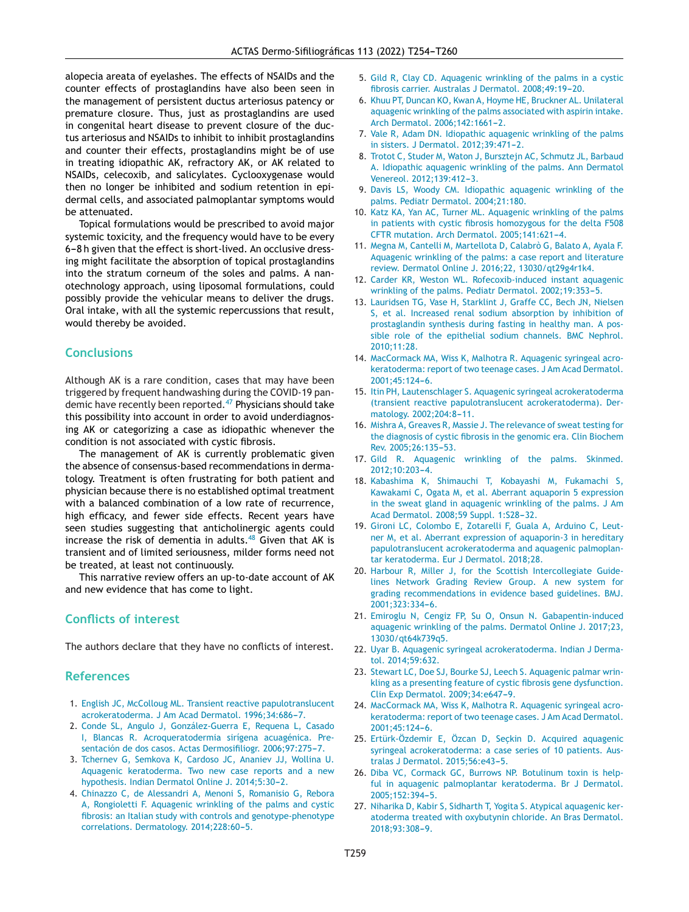alopecia areata of eyelashes. The effects of NSAIDs and the counter effects of prostaglandins have also been seen in the management of persistent ductus arteriosus patency or premature closure. Thus, just as prostaglandins are used in congenital heart disease to prevent closure of the ductus arteriosus and NSAIDs to inhibit to inhibit prostaglandins and counter their effects, prostaglandins might be of use in treating idiopathic AK, refractory AK, or AK related to NSAIDs, celecoxib, and salicylates. Cyclooxygenase would then no longer be inhibited and sodium retention in epidermal cells, and associated palmoplantar symptoms would be attenuated.

Topical formulations would be prescribed to avoid major systemic toxicity, and the frequency would have to be every 6–8 h given that the effect is short-lived. An occlusive dressing might facilitate the absorption of topical prostaglandins into the stratum corneum of the soles and palms. A nanotechnology approach, using liposomal formulations, could possibly provide the vehicular means to deliver the drugs. Oral intake, with all the systemic repercussions that result, would thereby be avoided.

## Conclusions

Although AK is a rare condition, cases that may have been triggered by frequent handwashing during the COVID-19 pandemic have recently been reported.[47] Physicians should take this possibility into account in order to avoid underdiagnosing AK or categorizing a case as idiopathic whenever the condition is not associated with cystic fibrosis.

The management of AK is currently problematic given the absence of consensus-based recommendations in dermatology. Treatment is often frustrating for both patient and physician because there is no established optimal treatment with a balanced combination of a low rate of recurrence, high efficacy, and fewer side effects. Recent years have seen studies suggesting that anticholinergic agents could increase the risk of dementia in adults.[48] Given that AK is transient and of limited seriousness, milder forms need not be treated, at least not continuously.

This narrative review offers an up-to-date account of AK and new evidence that has come to light.

## Conflicts of interest

The authors declare that they have no conflicts of interest.

## References

1. English JC, McColloug ML. Transient reactive papulotranslucent acrokeratoderma. J Am Acad Dermatol. 1996;34:686–7.
2. Conde SL, Angulo J, González-Guerra E, Requena L, Casado I, Blancas R. Acroqueratodermia sirígena acuagénica. Presentación de dos casos. Actas Dermosifiliogr. 2006;97:275–7.
3. Tchernev G, Semkova K, Cardoso JC, Ananiev JJ, Wollina U. Aquagenic keratoderma. Two new case reports and a new hypothesis. Indian Dermatol Online J. 2014;5:30–2.
4. Chinazzo C, de Alessandri A, Menoni S, Romanisio G, Rebora A, Rongioletti F. Aquagenic wrinkling of the palms and cystic fibrosis: an Italian study with controls and genotype-phenotype correlations. Dermatology. 2014;228:60–5.
5. Gild R, Clay CD. Aquagenic wrinkling of the palms in a cystic fibrosis carrier. Australas J Dermatol. 2008;49:19–20.
6. Khuu PT, Duncan KO, Kwan A, Hoyme HE, Bruckner AL. Unilateral aquagenic wrinkling of the palms associated with aspirin intake. Arch Dermatol. 2006;142:1661–2.
7. Vale R, Adam DN. Idiopathic aquagenic wrinkling of the palms in sisters. J Dermatol. 2012;39:471–2.
8. Trotot C, Studer M, Waton J, Bursztejn AC, Schmutz JL, Barbaud A. Idiopathic aquagenic wrinkling of the palms. Ann Dermatol Venereol. 2012;139:412–3.
9. Davis LS, Woody CM. Idiopathic aquagenic wrinkling of the palms. Pediatr Dermatol. 2004;21:180.
10. Katz KA, Yan AC, Turner ML. Aquagenic wrinkling of the palms in patients with cystic fibrosis homozygous for the delta F508 CFTR mutation. Arch Dermatol. 2005;141:621–4.
11. Megna M, Cantelli M, Martellota D, Calabrò G, Balato A, Ayala F. Aquagenic wrinkling of the palms: a case report and literature review. Dermatol Online J. 2016;22, 13030/qt29g4r1k4.
12. Carder KR, Weston WL. Rofecoxib-induced instant aquagenic wrinkling of the palms. Pediatr Dermatol. 2002;19:353–5.
13. Lauridsen TG, Vase H, Starklint J, Graffe CC, Bech JN, Nielsen S, et al. Increased renal sodium absorption by inhibition of prostaglandin synthesis during fasting in healthy man. A possible role of the epithelial sodium channels. BMC Nephrol. 2010;11:28.
14. MacCormack MA, Wiss K, Malhotra R. Aquagenic syringeal acrokeratoderma: report of two teenage cases. J Am Acad Dermatol. 2001;45:124–6.
15. Itin PH, Lautenschlager S. Aquagenic syringeal acrokeratoderma (transient reactive papulotranslucent acrokeratoderma). Dermatology. 2002;204:8–11.
16. Mishra A, Greaves R, Massie J. The relevance of sweat testing for the diagnosis of cystic fibrosis in the genomic era. Clin Biochem Rev. 2005;26:135–53.
17. Gild R. Aquagenic wrinkling of the palms. Skinmed. 2012;10:203–4.
18. Kabashima K, Shimauchi T, Kobayashi M, Fukamachi S, Kawakami C, Ogata M, et al. Aberrant aquaporin 5 expression in the sweat gland in aquagenic wrinkling of the palms. J Am Acad Dermatol. 2008;59 Suppl. 1:S28–32.
19. Gironi LC, Colombo E, Zotarelli F, Guala A, Arduino C, Leutner M, et al. Aberrant expression of aquaporin-3 in hereditary papulotranslucent acrokeratoderma and aquagenic palmoplantar keratoderma. Eur J Dermatol. 2018;28.
20. Harbour R, Miller J, for the Scottish Intercollegiate Guidelines Network Grading Review Group. A new system for grading recommendations in evidence based guidelines. BMJ. 2001;323:334–6.
21. Emiroglu N, Cengiz FP, Su O, Onsun N. Gabapentin-induced aquagenic wrinkling of the palms. Dermatol Online J. 2017;23, 13030/qt64k739q5.
22. Uyar B. Aquagenic syringeal acrokeratoderma. Indian J Dermatol. 2014;59:632.
23. Stewart LC, Doe SJ, Bourke SJ, Leech S. Aquagenic palmar wrinkling as a presenting feature of cystic fibrosis gene dysfunction. Clin Exp Dermatol. 2009;34:e647–9.
24. MacCormack MA, Wiss K, Malhotra R. Aquagenic syringeal acrokeratoderma: report of two teenage cases. J Am Acad Dermatol. 2001;45:124–6.
25. Ertürk-Özdemir E, Özcan D, Seçkin D. Acquired aquagenic syringeal acrokeratoderma: a case series of 10 patients. Australas J Dermatol. 2015;56:e43–5.
26. Diba VC, Cormack GC, Burrows NP. Botulinum toxin is helpful in aquagenic palmoplantar keratoderma. Br J Dermatol. 2005;152:394–5.
27. Niharika D, Kabir S, Sidharth T, Yogita S. Atypical aquagenic keratoderma treated with oxybutynin chloride. An Bras Dermatol. 2018;93:308–9.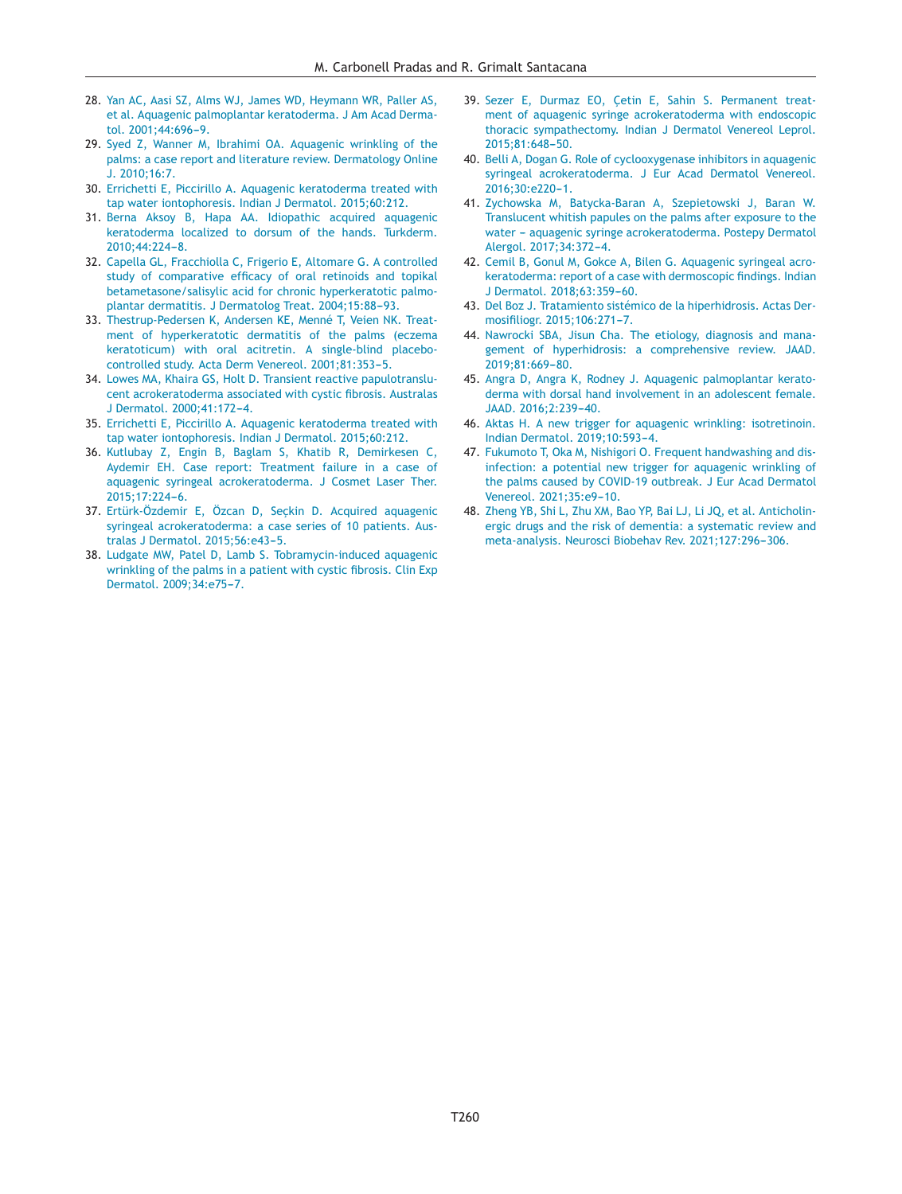28. Yan AC, Aasi SZ, Alms WJ, James WD, Heymann WR, Paller AS, et al. Aquagenic palmoplantar keratoderma. J Am Acad Dermatol. 2001;44:696–9.
29. Syed Z, Wanner M, Ibrahimi OA. Aquagenic wrinkling of the palms: a case report and literature review. Dermatology Online J. 2010;16:7.
30. Errichetti E, Piccirillo A. Aquagenic keratoderma treated with tap water iontophoresis. Indian J Dermatol. 2015;60:212.
31. Berna Aksoy B, Hapa AA. Idiopathic acquired aquagenic keratoderma localized to dorsum of the hands. Turkderm. 2010;44:224–8.
32. Capella GL, Fracchiolla C, Frigerio E, Altomare G. A controlled study of comparative efficacy of oral retinoids and topikal betametasone/salisylic acid for chronic hyperkeratotic palmoplantar dermatitis. J Dermatolog Treat. 2004;15:88–93.
33. Thestrup-Pedersen K, Andersen KE, Menné T, Veien NK. Treatment of hyperkeratotic dermatitis of the palms (eczema keratoticum) with oral acitretin. A single-blind placebo-controlled study. Acta Derm Venereol. 2001;81:353–5.
34. Lowes MA, Khaira GS, Holt D. Transient reactive papulotranslucent acrokeratoderma associated with cystic fibrosis. Australas J Dermatol. 2000;41:172–4.
35. Errichetti E, Piccirillo A. Aquagenic keratoderma treated with tap water iontophoresis. Indian J Dermatol. 2015;60:212.
36. Kutlubay Z, Engin B, Baglam S, Khatib R, Demirkesen C, Aydemir EH. Case report: Treatment failure in a case of aquagenic syringeal acrokeratoderma. J Cosmet Laser Ther. 2015;17:224–6.
37. Ertürk-Özdemir E, Özcan D, Seçkin D. Acquired aquagenic syringeal acrokeratoderma: a case series of 10 patients. Australas J Dermatol. 2015;56:e43–5.
38. Ludgate MW, Patel D, Lamb S. Tobramycin-induced aquagenic wrinkling of the palms in a patient with cystic fibrosis. Clin Exp Dermatol. 2009;34:e75–7.
39. Sezer E, Durmaz EO, Çetin E, Sahin S. Permanent treatment of aquagenic syringe acrokeratoderma with endoscopic thoracic sympathectomy. Indian J Dermatol Venereol Leprol. 2015;81:648–50.
40. Belli A, Dogan G. Role of cyclooxygenase inhibitors in aquagenic syringeal acrokeratoderma. J Eur Acad Dermatol Venereol. 2016;30:e220–1.
41. Zychowska M, Batycka-Baran A, Szepietowski J, Baran W. Translucent whitish papules on the palms after exposure to the water – aquagenic syringe acrokeratoderma. Postepy Dermatol Alergol. 2017;34:372–4.
42. Cemil B, Gonul M, Gokce A, Bilen G. Aquagenic syringeal acrokeratoderma: report of a case with dermoscopic findings. Indian J Dermatol. 2018;63:359–60.
43. Del Boz J. Tratamiento sistémico de la hiperhidrosis. Actas Dermosifiliogr. 2015;106:271–7.
44. Nawrocki SBA, Jisun Cha. The etiology, diagnosis and management of hyperhidrosis: a comprehensive review. JAAD. 2019;81:669–80.
45. Angra D, Angra K, Rodney J. Aquagenic palmoplantar keratoderma with dorsal hand involvement in an adolescent female. JAAD. 2016;2:239–40.
46. Aktas H. A new trigger for aquagenic wrinkling: isotretinoin. Indian Dermatol. 2019;10:593–4.
47. Fukumoto T, Oka M, Nishigori O. Frequent handwashing and disinfection: a potential new trigger for aquagenic wrinkling of the palms caused by COVID-19 outbreak. J Eur Acad Dermatol Venereol. 2021;35:e9–10.
48. Zheng YB, Shi L, Zhu XM, Bao YP, Bai LJ, Li JQ, et al. Anticholinergic drugs and the risk of dementia: a systematic review and meta-analysis. Neurosci Biobehav Rev. 2021;127:296–306.